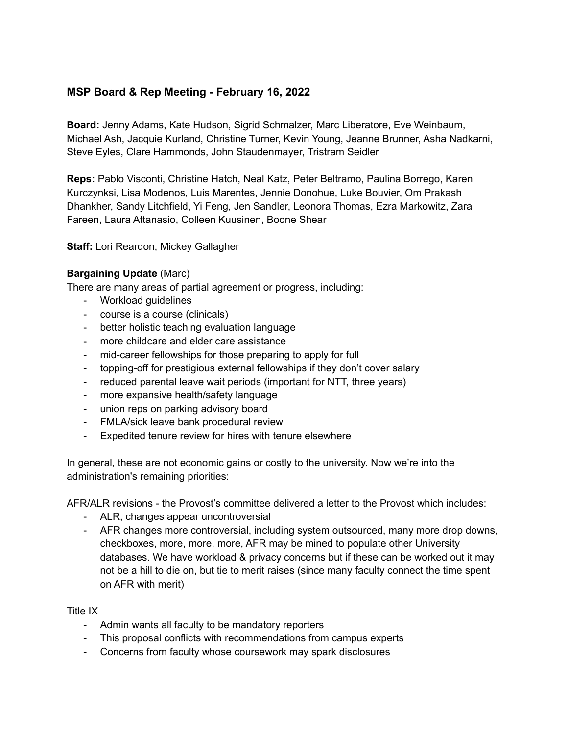### MSP Board & Rep Meeting - February 16, 2022

**Board:** Jenny Adams, Kate Hudson, Sigrid Schmalzer, Marc Liberatore, Eve Weinbaum, Michael Ash, Jacquie Kurland, Christine Turner, Kevin Young, Jeanne Brunner, Asha Nadkarni, Steve Eyles, Clare Hammonds, John Staudenmayer, Tristram Seidler

**Reps:** Pablo Visconti, Christine Hatch, Neal Katz, Peter Beltramo, Paulina Borrego, Karen Kurczynksi, Lisa Modenos, Luis Marentes, Jennie Donohue, Luke Bouvier, Om Prakash Dhankher, Sandy Litchfield, Yi Feng, Jen Sandler, Leonora Thomas, Ezra Markowitz, Zara Fareen, Laura Attanasio, Colleen Kuusinen, Boone Shear

**Staff:** Lori Reardon, Mickey Gallagher

**Bargaining Update** (Marc)

There are many areas of partial agreement or progress, including:

- Workload guidelines
- course is a course (clinicals)
- better holistic teaching evaluation language
- more childcare and elder care assistance
- mid-career fellowships for those preparing to apply for full
- topping-off for prestigious external fellowships if they don't cover salary
- reduced parental leave wait periods (important for NTT, three years)
- more expansive health/safety language
- union reps on parking advisory board
- FMLA/sick leave bank procedural review
- Expedited tenure review for hires with tenure elsewhere

In general, these are not economic gains or costly to the university. Now we're into the administration's remaining priorities:

AFR/ALR revisions - the Provost's committee delivered a letter to the Provost which includes:

- ALR, changes appear uncontroversial
- AFR changes more controversial, including system outsourced, many more drop downs, checkboxes, more, more, more, AFR may be mined to populate other University databases. We have workload & privacy concerns but if these can be worked out it may not be a hill to die on, but tie to merit raises (since many faculty connect the time spent on AFR with merit)

Title IX

- Admin wants all faculty to be mandatory reporters
- This proposal conflicts with recommendations from campus experts
- Concerns from faculty whose coursework may spark disclosures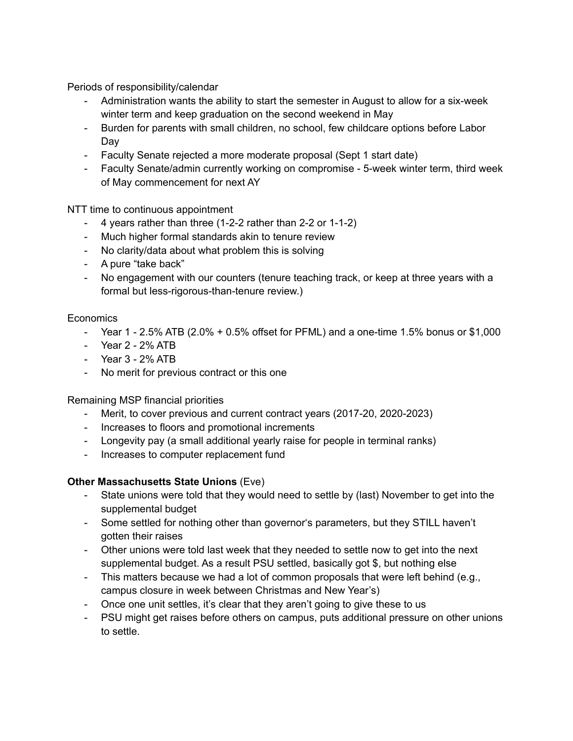Periods of responsibility/calendar

- Administration wants the ability to start the semester in August to allow for a six-week winter term and keep graduation on the second weekend in May
- Burden for parents with small children, no school, few childcare options before Labor Day
- Faculty Senate rejected a more moderate proposal (Sept 1 start date)
- Faculty Senate/admin currently working on compromise - 5-week winter term, third week of May commencement for next AY

NTT time to continuous appointment

- 4 years rather than three (1-2-2 rather than 2-2 or 1-1-2)
- Much higher formal standards akin to tenure review
- No clarity/data about what problem this is solving
- A pure "take back"
- No engagement with our counters (tenure teaching track, or keep at three years with a formal but less-rigorous-than-tenure review.)

Economics

- Year 1 - 2.5% ATB (2.0% + 0.5% offset for PFML) and a one-time 1.5% bonus or $1,000
- Year 2 - 2% ATB
- Year 3 - 2% ATB
- No merit for previous contract or this one

Remaining MSP financial priorities

- Merit, to cover previous and current contract years (2017-20, 2020-2023)
- Increases to floors and promotional increments
- Longevity pay (a small additional yearly raise for people in terminal ranks)
- Increases to computer replacement fund

**Other Massachusetts State Unions** (Eve)

- State unions were told that they would need to settle by (last) November to get into the supplemental budget
- Some settled for nothing other than governor's parameters, but they STILL haven't gotten their raises
- Other unions were told last week that they needed to settle now to get into the next supplemental budget. As a result PSU settled, basically got $, but nothing else
- This matters because we had a lot of common proposals that were left behind (e.g., campus closure in week between Christmas and New Year's)
- Once one unit settles, it's clear that they aren't going to give these to us
- PSU might get raises before others on campus, puts additional pressure on other unions to settle.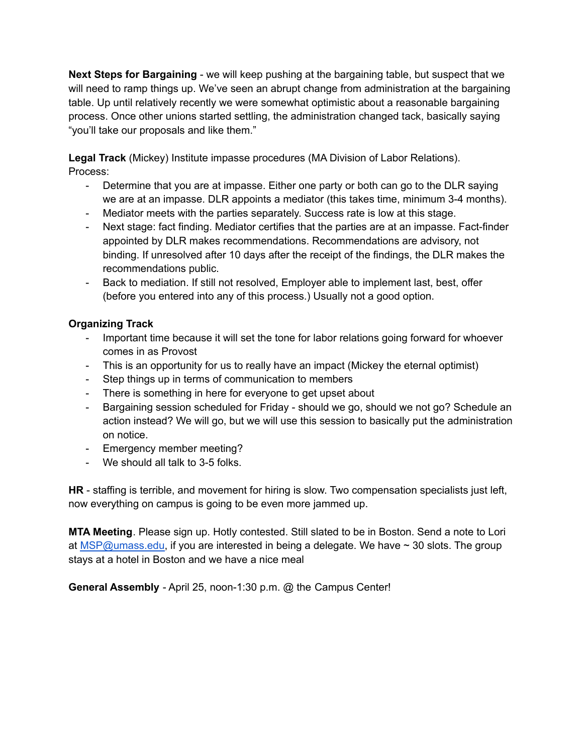**Next Steps for Bargaining** - we will keep pushing at the bargaining table, but suspect that we will need to ramp things up. We've seen an abrupt change from administration at the bargaining table. Up until relatively recently we were somewhat optimistic about a reasonable bargaining process. Once other unions started settling, the administration changed tack, basically saying "you'll take our proposals and like them."

**Legal Track** (Mickey) Institute impasse procedures (MA Division of Labor Relations).
Process:

- Determine that you are at impasse. Either one party or both can go to the DLR saying we are at an impasse. DLR appoints a mediator (this takes time, minimum 3-4 months).
- Mediator meets with the parties separately. Success rate is low at this stage.
- Next stage: fact finding. Mediator certifies that the parties are at an impasse. Fact-finder appointed by DLR makes recommendations. Recommendations are advisory, not binding. If unresolved after 10 days after the receipt of the findings, the DLR makes the recommendations public.
- Back to mediation. If still not resolved, Employer able to implement last, best, offer (before you entered into any of this process.) Usually not a good option.

**Organizing Track**

- Important time because it will set the tone for labor relations going forward for whoever comes in as Provost
- This is an opportunity for us to really have an impact (Mickey the eternal optimist)
- Step things up in terms of communication to members
- There is something in here for everyone to get upset about
- Bargaining session scheduled for Friday - should we go, should we not go? Schedule an action instead? We will go, but we will use this session to basically put the administration on notice.
- Emergency member meeting?
- We should all talk to 3-5 folks.

**HR** - staffing is terrible, and movement for hiring is slow. Two compensation specialists just left, now everything on campus is going to be even more jammed up.

**MTA Meeting**. Please sign up. Hotly contested. Still slated to be in Boston. Send a note to Lori at MSP@umass.edu, if you are interested in being a delegate. We have ~ 30 slots. The group stays at a hotel in Boston and we have a nice meal

**General Assembly** - April 25, noon-1:30 p.m. @ the Campus Center!